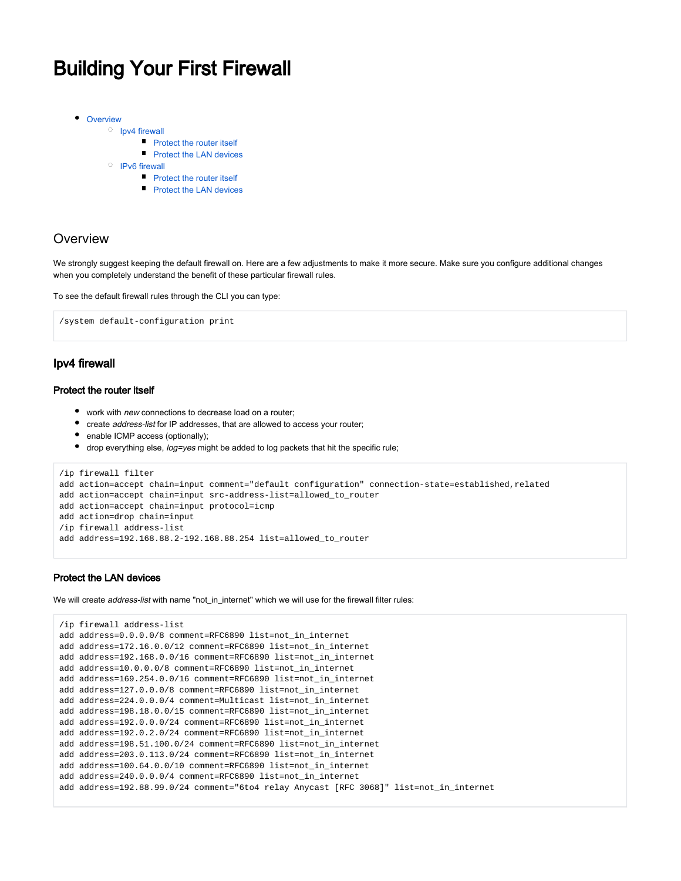# Building Your First Firewall

- Overview
  - Ipv4 firewall
    - Protect the router itself
    - Protect the LAN devices
  - IPv6 firewall
    - Protect the router itself
    - Protect the LAN devices

## Overview

We strongly suggest keeping the default firewall on. Here are a few adjustments to make it more secure. Make sure you configure additional changes when you completely understand the benefit of these particular firewall rules.

To see the default firewall rules through the CLI you can type:

```
/system default-configuration print
```

### Ipv4 firewall

#### Protect the router itself

- work with *new* connections to decrease load on a router;
- create *address-list* for IP addresses, that are allowed to access your router;
- enable ICMP access (optionally);
- drop everything else, *log=yes* might be added to log packets that hit the specific rule;

```
/ip firewall filter
add action=accept chain=input comment="default configuration" connection-state=established,related
add action=accept chain=input src-address-list=allowed_to_router
add action=accept chain=input protocol=icmp
add action=drop chain=input
/ip firewall address-list
add address=192.168.88.2-192.168.88.254 list=allowed_to_router
```

#### Protect the LAN devices

We will create *address-list* with name "not_in_internet" which we will use for the firewall filter rules:

```
/ip firewall address-list
add address=0.0.0.0/8 comment=RFC6890 list=not_in_internet
add address=172.16.0.0/12 comment=RFC6890 list=not_in_internet
add address=192.168.0.0/16 comment=RFC6890 list=not_in_internet
add address=10.0.0.0/8 comment=RFC6890 list=not_in_internet
add address=169.254.0.0/16 comment=RFC6890 list=not_in_internet
add address=127.0.0.0/8 comment=RFC6890 list=not_in_internet
add address=224.0.0.0/4 comment=Multicast list=not_in_internet
add address=198.18.0.0/15 comment=RFC6890 list=not_in_internet
add address=192.0.0.0/24 comment=RFC6890 list=not_in_internet
add address=192.0.2.0/24 comment=RFC6890 list=not_in_internet
add address=198.51.100.0/24 comment=RFC6890 list=not_in_internet
add address=203.0.113.0/24 comment=RFC6890 list=not_in_internet
add address=100.64.0.0/10 comment=RFC6890 list=not_in_internet
add address=240.0.0.0/4 comment=RFC6890 list=not_in_internet
add address=192.88.99.0/24 comment="6to4 relay Anycast [RFC 3068]" list=not_in_internet
```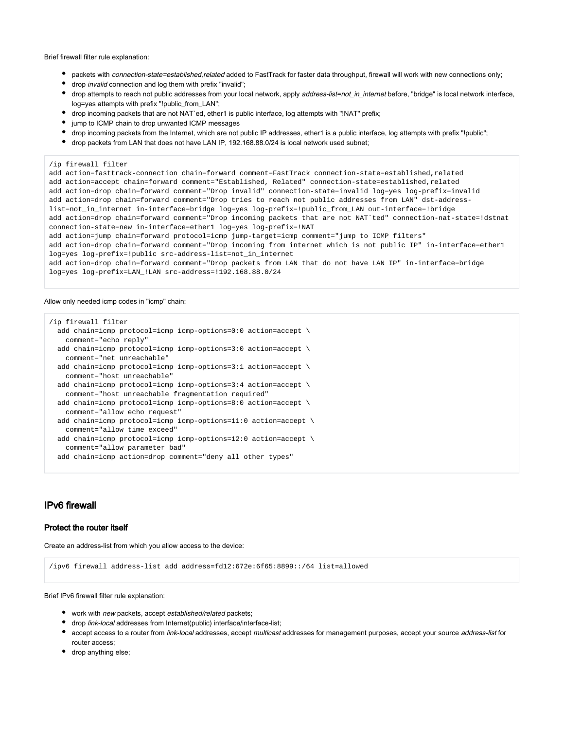Brief firewall filter rule explanation:

- packets with *connection-state=established,related* added to FastTrack for faster data throughput, firewall will work with new connections only;
- drop *invalid* connection and log them with prefix "invalid";
- drop attempts to reach not public addresses from your local network, apply *address-list=not_in_internet* before, "bridge" is local network interface, log=yes attempts with prefix "!public_from_LAN";
- drop incoming packets that are not NAT`ed, ether1 is public interface, log attempts with "!NAT" prefix;
- jump to ICMP chain to drop unwanted ICMP messages
- drop incoming packets from the Internet, which are not public IP addresses, ether1 is a public interface, log attempts with prefix "!public";
- drop packets from LAN that does not have LAN IP, 192.168.88.0/24 is local network used subnet;

```
/ip firewall filter
add action=fasttrack-connection chain=forward comment=FastTrack connection-state=established,related
add action=accept chain=forward comment="Established, Related" connection-state=established,related
add action=drop chain=forward comment="Drop invalid" connection-state=invalid log=yes log-prefix=invalid
add action=drop chain=forward comment="Drop tries to reach not public addresses from LAN" dst-address-
list=not_in_internet in-interface=bridge log=yes log-prefix=!public_from_LAN out-interface=!bridge
add action=drop chain=forward comment="Drop incoming packets that are not NAT`ted" connection-nat-state=!dstnat
connection-state=new in-interface=ether1 log=yes log-prefix=!NAT
add action=jump chain=forward protocol=icmp jump-target=icmp comment="jump to ICMP filters"
add action=drop chain=forward comment="Drop incoming from internet which is not public IP" in-interface=ether1
log=yes log-prefix=!public src-address-list=not_in_internet
add action=drop chain=forward comment="Drop packets from LAN that do not have LAN IP" in-interface=bridge
log=yes log-prefix=LAN_!LAN src-address=!192.168.88.0/24
```

Allow only needed icmp codes in "icmp" chain:

```
/ip firewall filter
  add chain=icmp protocol=icmp icmp-options=0:0 action=accept \
    comment="echo reply"
  add chain=icmp protocol=icmp icmp-options=3:0 action=accept \
    comment="net unreachable"
  add chain=icmp protocol=icmp icmp-options=3:1 action=accept \
    comment="host unreachable"
  add chain=icmp protocol=icmp icmp-options=3:4 action=accept \
    comment="host unreachable fragmentation required"
  add chain=icmp protocol=icmp icmp-options=8:0 action=accept \
    comment="allow echo request"
  add chain=icmp protocol=icmp icmp-options=11:0 action=accept \
    comment="allow time exceed"
  add chain=icmp protocol=icmp icmp-options=12:0 action=accept \
    comment="allow parameter bad"
  add chain=icmp action=drop comment="deny all other types"
```

## IPv6 firewall

### Protect the router itself

Create an address-list from which you allow access to the device:

```
/ipv6 firewall address-list add address=fd12:672e:6f65:8899::/64 list=allowed
```

Brief IPv6 firewall filter rule explanation:

- work with *new* packets, accept *established/related* packets;
- drop *link-local* addresses from Internet(public) interface/interface-list;
- accept access to a router from *link-local* addresses, accept *multicast* addresses for management purposes, accept your source *address-list* for router access;
- drop anything else;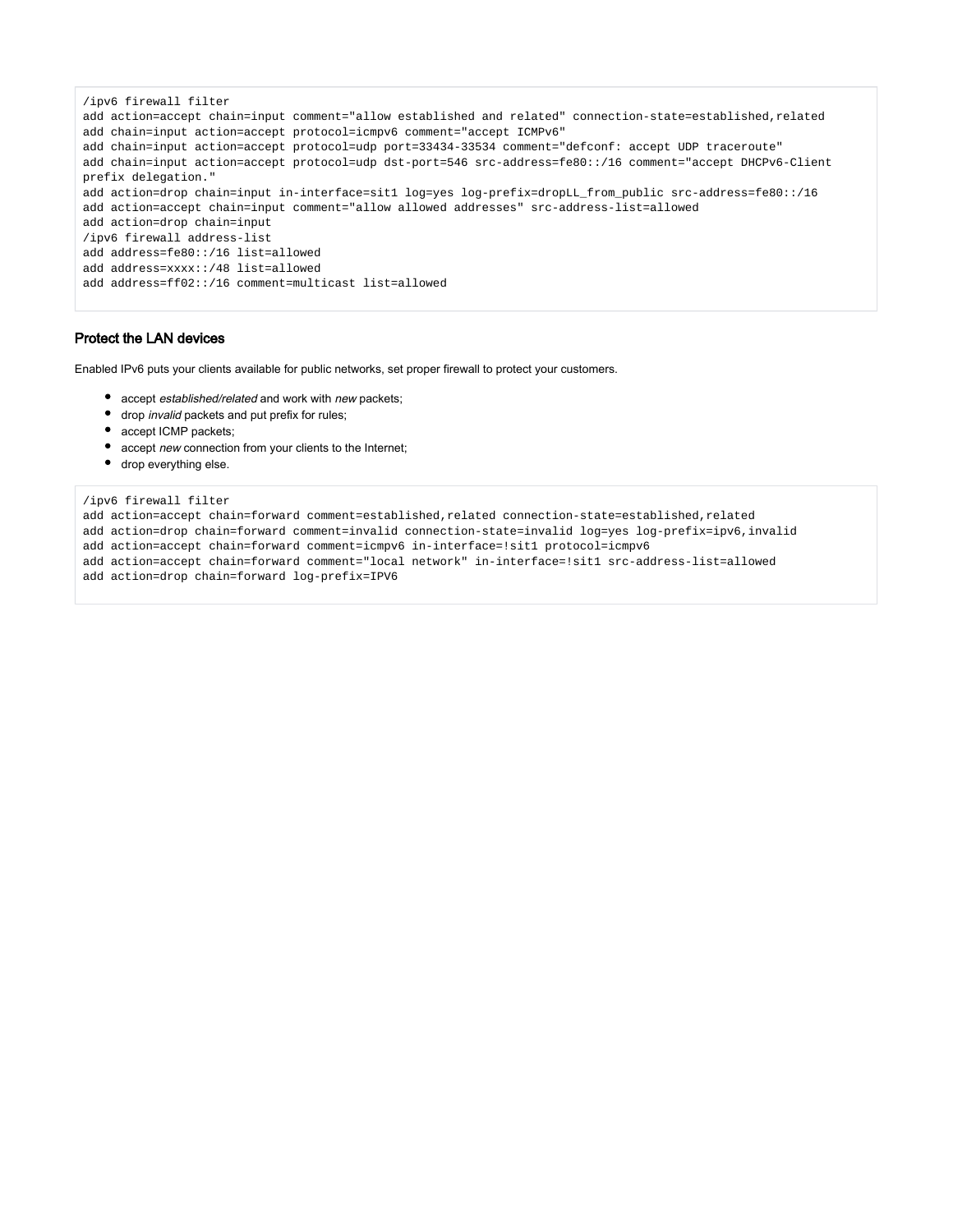```
/ipv6 firewall filter
add action=accept chain=input comment="allow established and related" connection-state=established,related
add chain=input action=accept protocol=icmpv6 comment="accept ICMPv6"
add chain=input action=accept protocol=udp port=33434-33534 comment="defconf: accept UDP traceroute"
add chain=input action=accept protocol=udp dst-port=546 src-address=fe80::/16 comment="accept DHCPv6-Client
prefix delegation."
add action=drop chain=input in-interface=sit1 log=yes log-prefix=dropLL_from_public src-address=fe80::/16
add action=accept chain=input comment="allow allowed addresses" src-address-list=allowed
add action=drop chain=input
/ipv6 firewall address-list
add address=fe80::/16 list=allowed
add address=xxxx::/48 list=allowed
add address=ff02::/16 comment=multicast list=allowed
```

### Protect the LAN devices

Enabled IPv6 puts your clients available for public networks, set proper firewall to protect your customers.

- accept *established/related* and work with *new* packets;
- drop *invalid* packets and put prefix for rules;
- accept ICMP packets;
- accept *new* connection from your clients to the Internet;
- drop everything else.

```
/ipv6 firewall filter
add action=accept chain=forward comment=established,related connection-state=established,related
add action=drop chain=forward comment=invalid connection-state=invalid log=yes log-prefix=ipv6,invalid
add action=accept chain=forward comment=icmpv6 in-interface=!sit1 protocol=icmpv6
add action=accept chain=forward comment="local network" in-interface=!sit1 src-address-list=allowed
add action=drop chain=forward log-prefix=IPV6
```